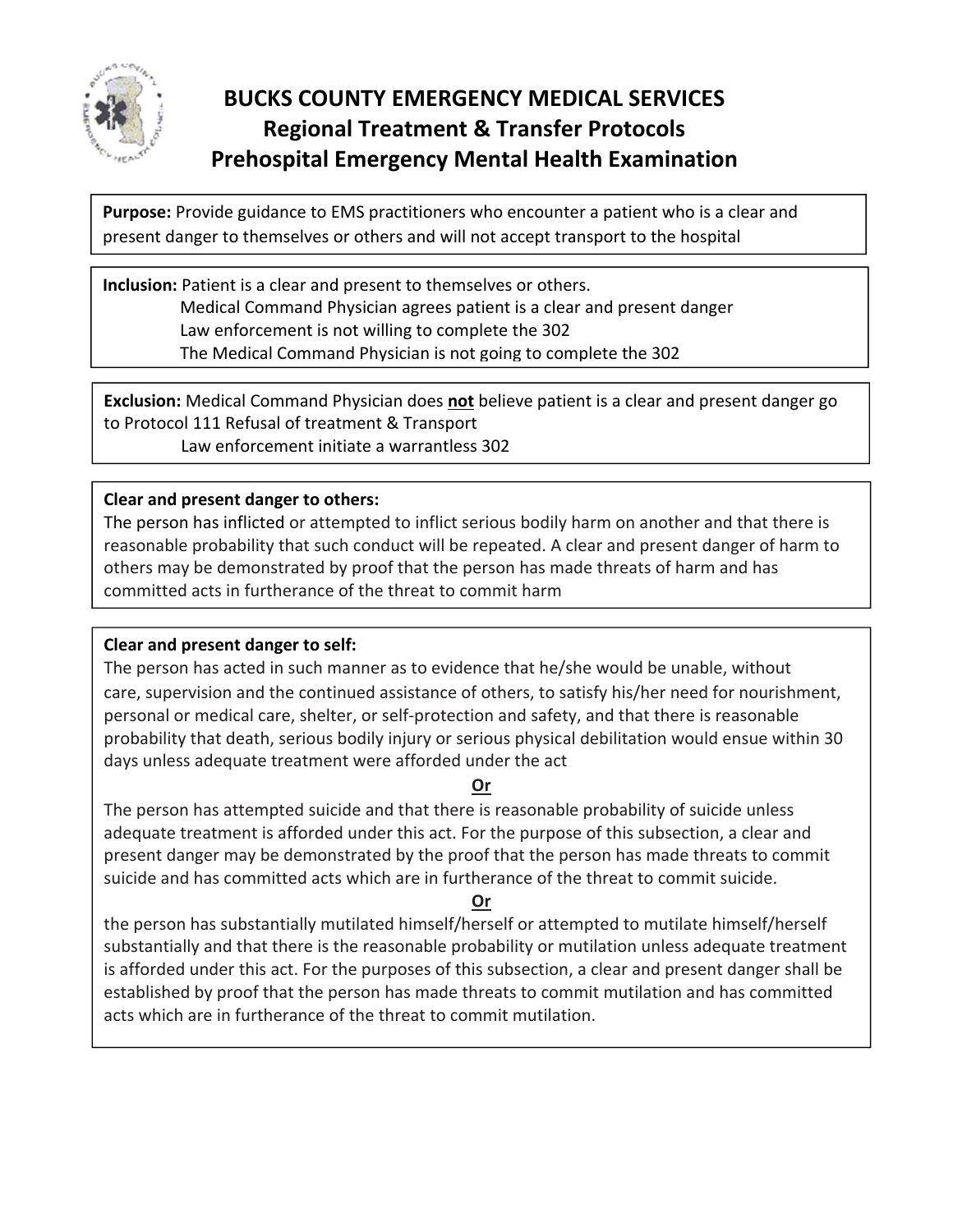# BUCKS COUNTY EMERGENCY MEDICAL SERVICES
## Regional Treatment & Transfer Protocols
## Prehospital Emergency Mental Health Examination

**Purpose:** Provide guidance to EMS practitioners who encounter a patient who is a clear and present danger to themselves or others and will not accept transport to the hospital

**Inclusion:** Patient is a clear and present to themselves or others.
Medical Command Physician agrees patient is a clear and present danger
Law enforcement is not willing to complete the 302
The Medical Command Physician is not going to complete the 302

**Exclusion:** Medical Command Physician does **not** believe patient is a clear and present danger go to Protocol 111 Refusal of treatment & Transport
Law enforcement initiate a warrantless 302

**Clear and present danger to others:**
The person has inflicted or attempted to inflict serious bodily harm on another and that there is reasonable probability that such conduct will be repeated. A clear and present danger of harm to others may be demonstrated by proof that the person has made threats of harm and has committed acts in furtherance of the threat to commit harm

**Clear and present danger to self:**
The person has acted in such manner as to evidence that he/she would be unable, without care, supervision and the continued assistance of others, to satisfy his/her need for nourishment, personal or medical care, shelter, or self-protection and safety, and that there is reasonable probability that death, serious bodily injury or serious physical debilitation would ensue within 30 days unless adequate treatment were afforded under the act

**Or**

The person has attempted suicide and that there is reasonable probability of suicide unless adequate treatment is afforded under this act. For the purpose of this subsection, a clear and present danger may be demonstrated by the proof that the person has made threats to commit suicide and has committed acts which are in furtherance of the threat to commit suicide.

**Or**

the person has substantially mutilated himself/herself or attempted to mutilate himself/herself substantially and that there is the reasonable probability or mutilation unless adequate treatment is afforded under this act. For the purposes of this subsection, a clear and present danger shall be established by proof that the person has made threats to commit mutilation and has committed acts which are in furtherance of the threat to commit mutilation.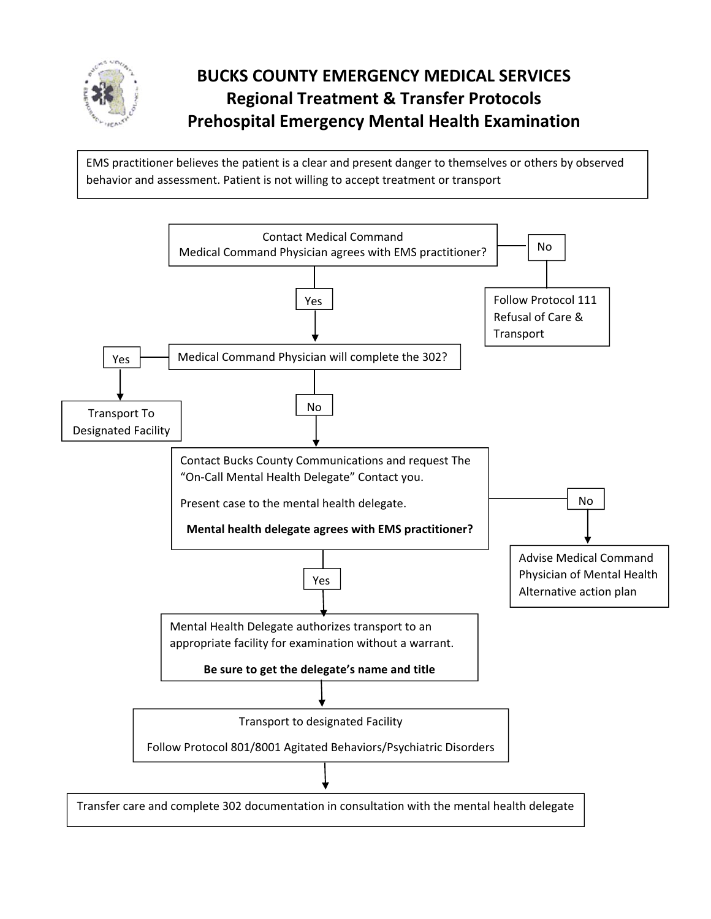# BUCKS COUNTY EMERGENCY MEDICAL SERVICES
## Regional Treatment & Transfer Protocols
## Prehospital Emergency Mental Health Examination

EMS practitioner believes the patient is a clear and present danger to themselves or others by observed behavior and assessment. Patient is not willing to accept treatment or transport

Contact Medical Command
Medical Command Physician agrees with EMS practitioner?

No

Follow Protocol 111 Refusal of Care & Transport

Yes

Medical Command Physician will complete the 302?

Yes

Transport To Designated Facility

No

Contact Bucks County Communications and request The "On-Call Mental Health Delegate" Contact you.

Present case to the mental health delegate.

**Mental health delegate agrees with EMS practitioner?**

No

Advise Medical Command Physician of Mental Health Alternative action plan

Yes

Mental Health Delegate authorizes transport to an appropriate facility for examination without a warrant.

**Be sure to get the delegate's name and title**

Transport to designated Facility

Follow Protocol 801/8001 Agitated Behaviors/Psychiatric Disorders

Transfer care and complete 302 documentation in consultation with the mental health delegate